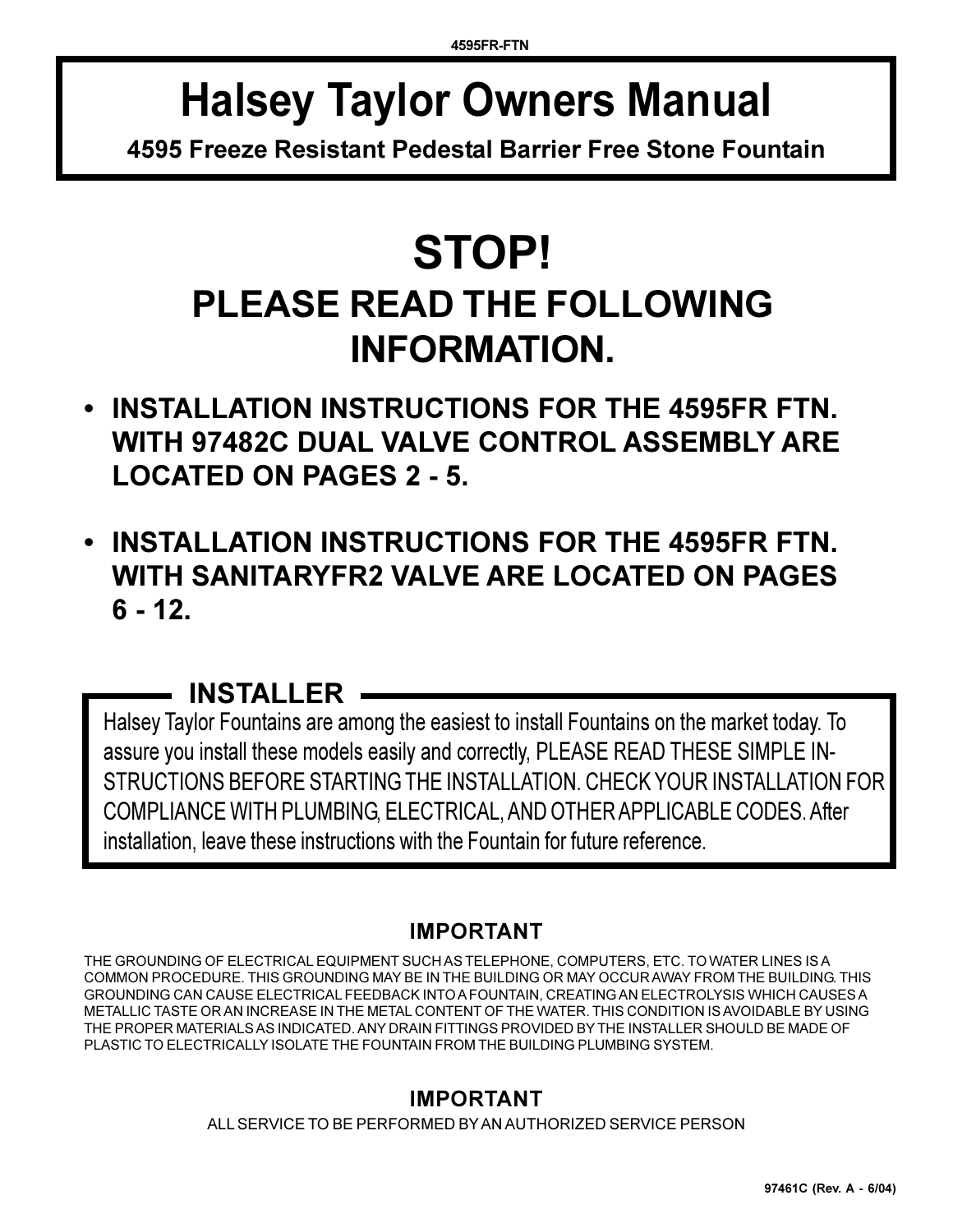# Halsey Taylor Owners Manual

**4595 Freeze Resistant Pedestal Barrier Free Stone Fountain**

# STOP!

## PLEASE READ THE FOLLOWING INFORMATION.

- **INSTALLATION INSTRUCTIONS FOR THE 4595FR FTN. WITH 97482C DUAL VALVE CONTROL ASSEMBLY ARE LOCATED ON PAGES 2 - 5.**
- **INSTALLATION INSTRUCTIONS FOR THE 4595FR FTN. WITH SANITARYFR2 VALVE ARE LOCATED ON PAGES 6 - 12.**

## INSTALLER

Halsey Taylor Fountains are among the easiest to install Fountains on the market today. To assure you install these models easily and correctly, PLEASE READ THESE SIMPLE INSTRUCTIONS BEFORE STARTING THE INSTALLATION. CHECK YOUR INSTALLATION FOR COMPLIANCE WITH PLUMBING, ELECTRICAL, AND OTHER APPLICABLE CODES. After installation, leave these instructions with the Fountain for future reference.

### IMPORTANT

THE GROUNDING OF ELECTRICAL EQUIPMENT SUCH AS TELEPHONE, COMPUTERS, ETC. TO WATER LINES IS A COMMON PROCEDURE. THIS GROUNDING MAY BE IN THE BUILDING OR MAY OCCUR AWAY FROM THE BUILDING. THIS GROUNDING CAN CAUSE ELECTRICAL FEEDBACK INTO A FOUNTAIN, CREATING AN ELECTROLYSIS WHICH CAUSES A METALLIC TASTE OR AN INCREASE IN THE METAL CONTENT OF THE WATER. THIS CONDITION IS AVOIDABLE BY USING THE PROPER MATERIALS AS INDICATED. ANY DRAIN FITTINGS PROVIDED BY THE INSTALLER SHOULD BE MADE OF PLASTIC TO ELECTRICALLY ISOLATE THE FOUNTAIN FROM THE BUILDING PLUMBING SYSTEM.

### IMPORTANT

ALL SERVICE TO BE PERFORMED BY AN AUTHORIZED SERVICE PERSON

97461C (Rev. A - 6/04)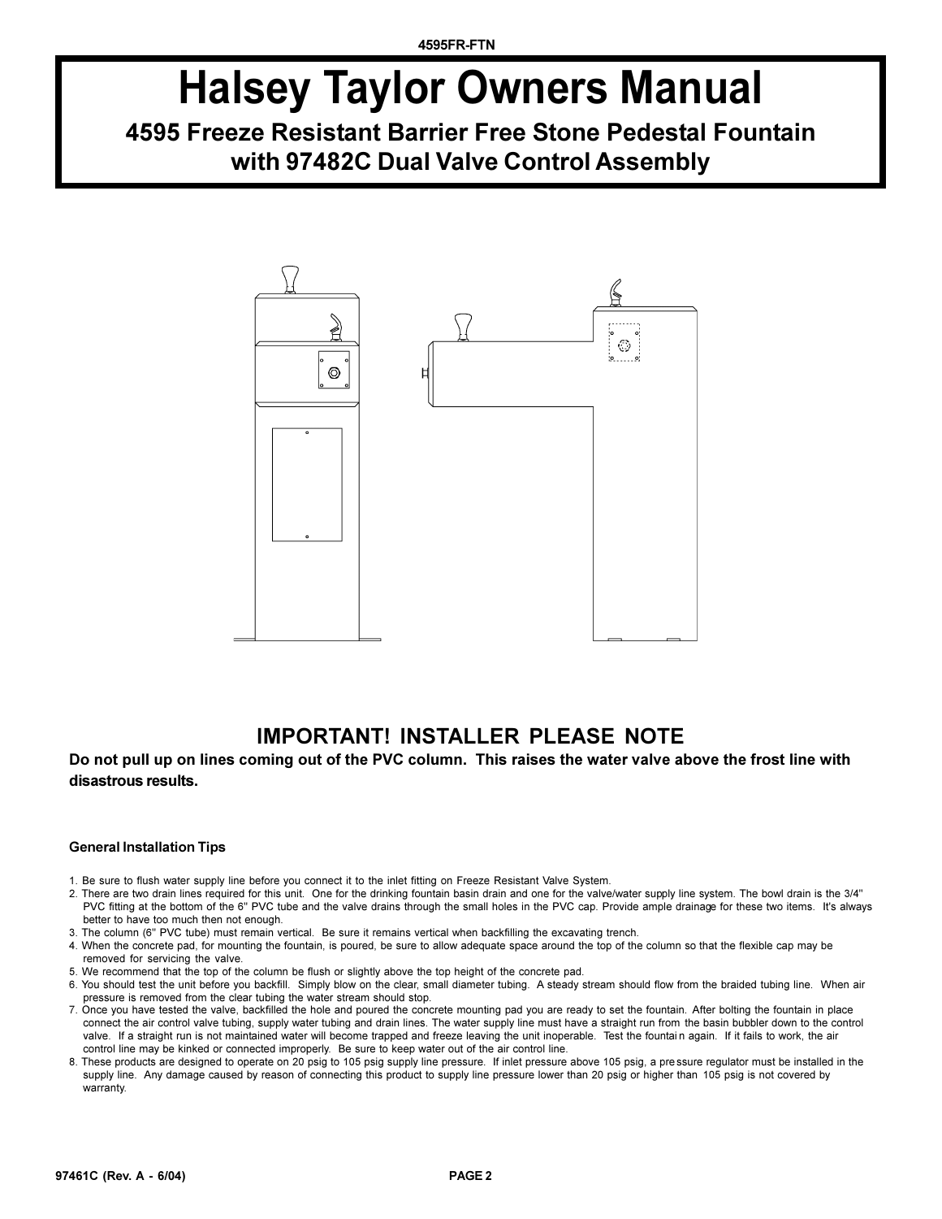# Halsey Taylor Owners Manual

## 4595 Freeze Resistant Barrier Free Stone Pedestal Fountain with 97482C Dual Valve Control Assembly

## IMPORTANT! INSTALLER PLEASE NOTE

**Do not pull up on lines coming out of the PVC column. This raises the water valve above the frost line with disastrous results.**

### General Installation Tips

1. Be sure to flush water supply line before you connect it to the inlet fitting on Freeze Resistant Valve System.
2. There are two drain lines required for this unit. One for the drinking fountain basin drain and one for the valve/water supply line system. The bowl drain is the 3/4" PVC fitting at the bottom of the 6" PVC tube and the valve drains through the small holes in the PVC cap. Provide ample drainage for these two items. It's always better to have too much then not enough.
3. The column (6" PVC tube) must remain vertical. Be sure it remains vertical when backfilling the excavating trench.
4. When the concrete pad, for mounting the fountain, is poured, be sure to allow adequate space around the top of the column so that the flexible cap may be removed for servicing the valve.
5. We recommend that the top of the column be flush or slightly above the top height of the concrete pad.
6. You should test the unit before you backfill. Simply blow on the clear, small diameter tubing. A steady stream should flow from the braided tubing line. When air pressure is removed from the clear tubing the water stream should stop.
7. Once you have tested the valve, backfilled the hole and poured the concrete mounting pad you are ready to set the fountain. After bolting the fountain in place connect the air control valve tubing, supply water tubing and drain lines. The water supply line must have a straight run from the basin bubbler down to the control valve. If a straight run is not maintained water will become trapped and freeze leaving the unit inoperable. Test the fountain again. If it fails to work, the air control line may be kinked or connected improperly. Be sure to keep water out of the air control line.
8. These products are designed to operate on 20 psig to 105 psig supply line pressure. If inlet pressure above 105 psig, a pressure regulator must be installed in the supply line. Any damage caused by reason of connecting this product to supply line pressure lower than 20 psig or higher than 105 psig is not covered by warranty.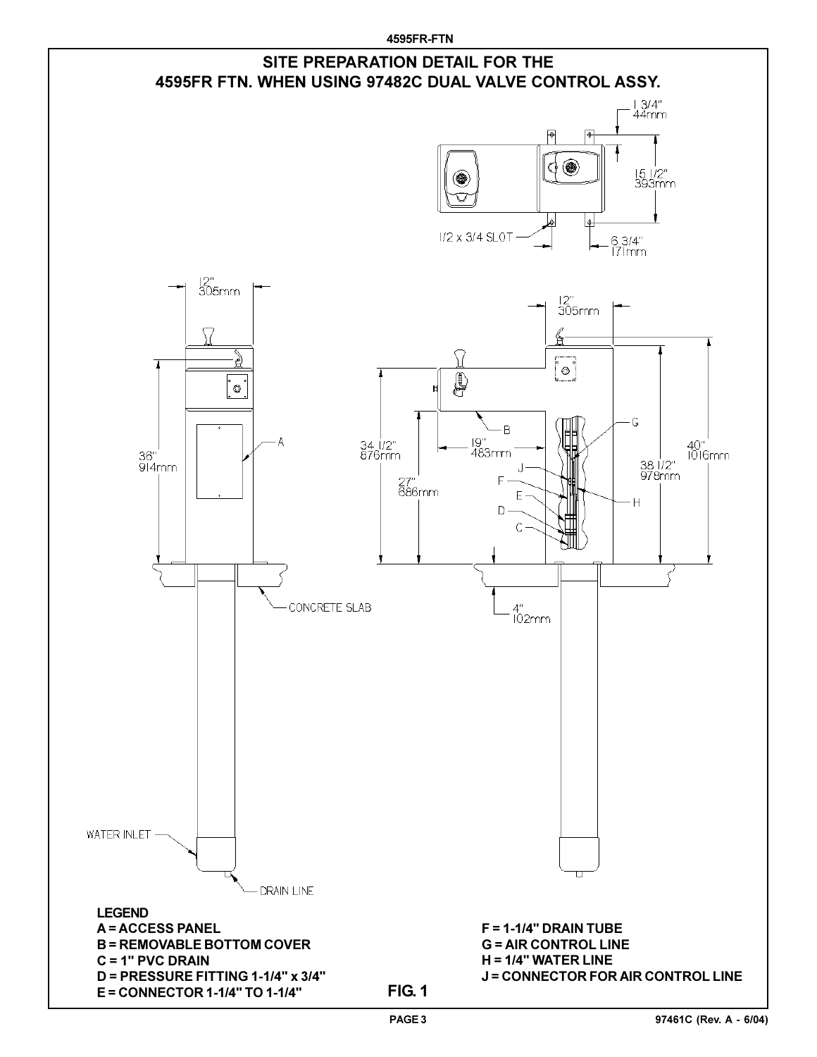# SITE PREPARATION DETAIL FOR THE 4595FR FTN. WHEN USING 97482C DUAL VALVE CONTROL ASSY.

1 3/4"
44mm

15 1/2"
393mm

1/2 x 3/4 SLOT

6 3/4"
171mm

12"
305mm

36"
914mm

A

CONCRETE SLAB

WATER INLET

DRAIN LINE

12"
305mm

34 1/2"
876mm

27"
686mm

19"
483mm

B

G

J

F

E

D

C

H

40"
1016mm

38 1/2"
978mm

4"
102mm

**LEGEND**

**A = ACCESS PANEL**
**B = REMOVABLE BOTTOM COVER**
**C = 1" PVC DRAIN**
**D = PRESSURE FITTING 1-1/4" x 3/4"**
**E = CONNECTOR 1-1/4" TO 1-1/4"**
**F = 1-1/4" DRAIN TUBE**
**G = AIR CONTROL LINE**
**H = 1/4" WATER LINE**
**J = CONNECTOR FOR AIR CONTROL LINE**

**FIG. 1**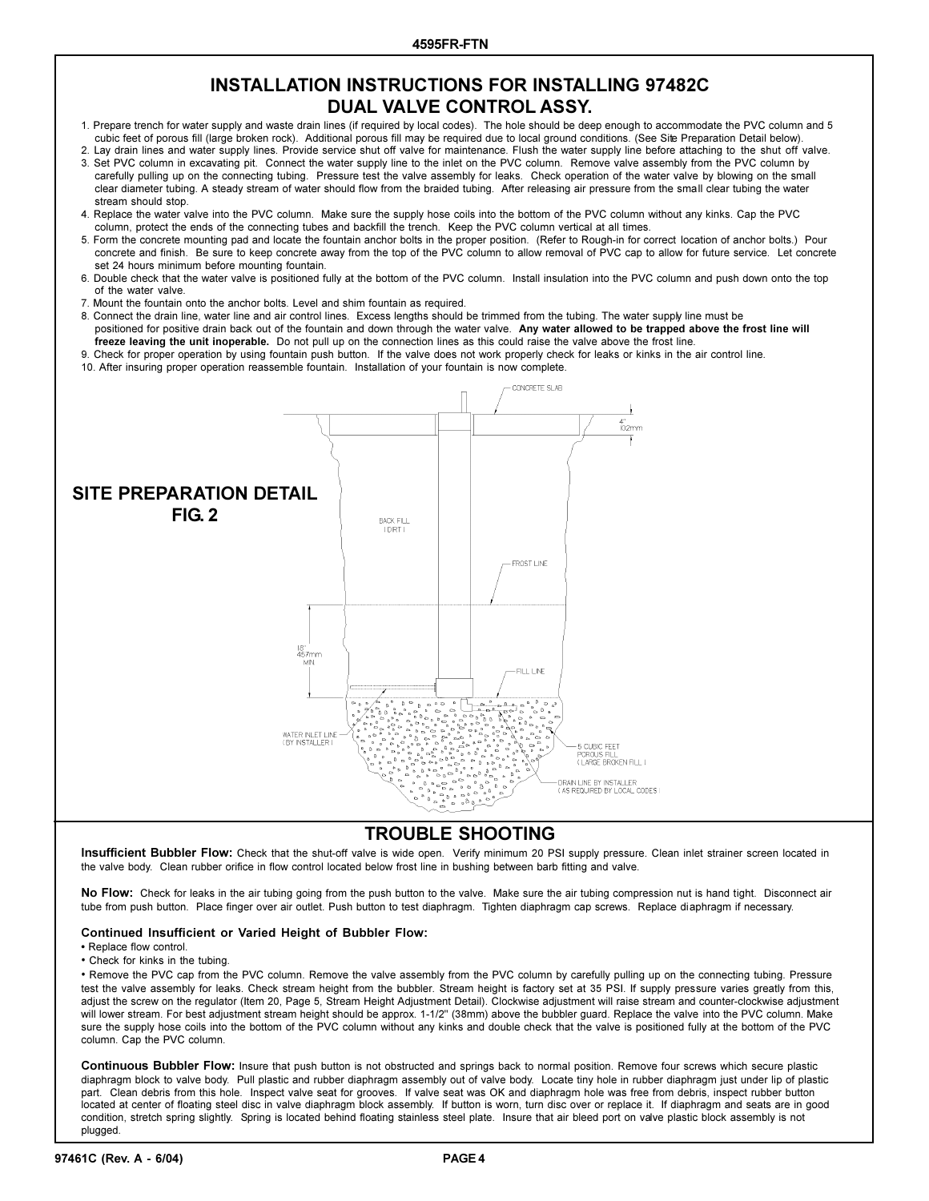# INSTALLATION INSTRUCTIONS FOR INSTALLING 97482C DUAL VALVE CONTROL ASSY.

1. Prepare trench for water supply and waste drain lines (if required by local codes). The hole should be deep enough to accommodate the PVC column and 5 cubic feet of porous fill (large broken rock). Additional porous fill may be required due to local ground conditions. (See Site Preparation Detail below).
2. Lay drain lines and water supply lines. Provide service shut off valve for maintenance. Flush the water supply line before attaching to the shut off valve.
3. Set PVC column in excavating pit. Connect the water supply line to the inlet on the PVC column. Remove valve assembly from the PVC column by carefully pulling up on the connecting tubing. Pressure test the valve assembly for leaks. Check operation of the water valve by blowing on the small clear diameter tubing. A steady stream of water should flow from the braided tubing. After releasing air pressure from the small clear tubing the water stream should stop.
4. Replace the water valve into the PVC column. Make sure the supply hose coils into the bottom of the PVC column without any kinks. Cap the PVC column, protect the ends of the connecting tubes and backfill the trench. Keep the PVC column vertical at all times.
5. Form the concrete mounting pad and locate the fountain anchor bolts in the proper position. (Refer to Rough-in for correct location of anchor bolts.) Pour concrete and finish. Be sure to keep concrete away from the top of the PVC column to allow removal of PVC cap to allow for future service. Let concrete set 24 hours minimum before mounting fountain.
6. Double check that the water valve is positioned fully at the bottom of the PVC column. Install insulation into the PVC column and push down onto the top of the water valve.
7. Mount the fountain onto the anchor bolts. Level and shim fountain as required.
8. Connect the drain line, water line and air control lines. Excess lengths should be trimmed from the tubing. The water supply line must be positioned for positive drain back out of the fountain and down through the water valve. **Any water allowed to be trapped above the frost line will freeze leaving the unit inoperable.** Do not pull up on the connection lines as this could raise the valve above the frost line.
9. Check for proper operation by using fountain push button. If the valve does not work properly check for leaks or kinks in the air control line.
10. After insuring proper operation reassemble fountain. Installation of your fountain is now complete.

## SITE PREPARATION DETAIL FIG. 2

CONCRETE SLAB

4" 102mm

BACK FILL (DIRT)

FROST LINE

18" 457mm MIN.

FILL LINE

WATER INLET LINE (BY INSTALLER)

5 CUBIC FEET POROUS FILL (LARGE BROKEN FILL)

DRAIN LINE BY INSTALLER (AS REQUIRED BY LOCAL CODES)

# TROUBLE SHOOTING

**Insufficient Bubbler Flow:** Check that the shut-off valve is wide open. Verify minimum 20 PSI supply pressure. Clean inlet strainer screen located in the valve body. Clean rubber orifice in flow control located below frost line in bushing between barb fitting and valve.

**No Flow:** Check for leaks in the air tubing going from the push button to the valve. Make sure the air tubing compression nut is hand tight. Disconnect air tube from push button. Place finger over air outlet. Push button to test diaphragm. Tighten diaphragm cap screws. Replace diaphragm if necessary.

**Continued Insufficient or Varied Height of Bubbler Flow:**

- Replace flow control.
- Check for kinks in the tubing.
- Remove the PVC cap from the PVC column. Remove the valve assembly from the PVC column by carefully pulling up on the connecting tubing. Pressure test the valve assembly for leaks. Check stream height from the bubbler. Stream height is factory set at 35 PSI. If supply pressure varies greatly from this, adjust the screw on the regulator (Item 20, Page 5, Stream Height Adjustment Detail). Clockwise adjustment will raise stream and counter-clockwise adjustment will lower stream. For best adjustment stream height should be approx. 1-1/2" (38mm) above the bubbler guard. Replace the valve into the PVC column. Make sure the supply hose coils into the bottom of the PVC column without any kinks and double check that the valve is positioned fully at the bottom of the PVC column. Cap the PVC column.

**Continuous Bubbler Flow:** Insure that push button is not obstructed and springs back to normal position. Remove four screws which secure plastic diaphragm block to valve body. Pull plastic and rubber diaphragm assembly out of valve body. Locate tiny hole in rubber diaphragm just under lip of plastic part. Clean debris from this hole. Inspect valve seat for grooves. If valve seat was OK and diaphragm hole was free from debris, inspect rubber button located at center of floating steel disc in valve diaphragm block assembly. If button is worn, turn disc over or replace it. If diaphragm and seats are in good condition, stretch spring slightly. Spring is located behind floating stainless steel plate. Insure that air bleed port on valve plastic block assembly is not plugged.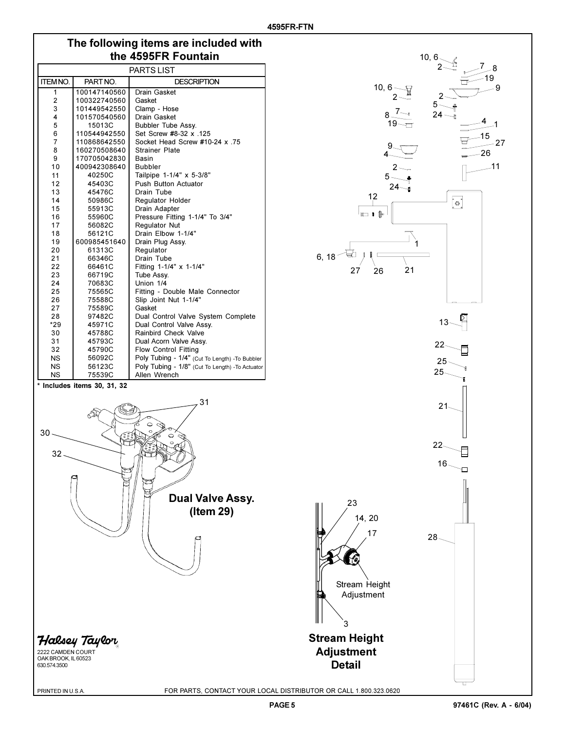## The following items are included with the 4595FR Fountain

| PARTS LIST | | |
|---|---|---|
| ITEM NO. | PART NO. | DESCRIPTION |
| 1 | 100147140560 | Drain Gasket |
| 2 | 100322740560 | Gasket |
| 3 | 101449542550 | Clamp - Hose |
| 4 | 101570540560 | Drain Gasket |
| 5 | 15013C | Bubbler Tube Assy. |
| 6 | 110544942550 | Set Screw #8-32 x .125 |
| 7 | 110868642550 | Socket Head Screw #10-24 x .75 |
| 8 | 160270508640 | Strainer Plate |
| 9 | 170705042830 | Basin |
| 10 | 400942308640 | Bubbler |
| 11 | 40250C | Tailpipe 1-1/4" x 5-3/8" |
| 12 | 45403C | Push Button Actuator |
| 13 | 45476C | Drain Tube |
| 14 | 50986C | Regulator Holder |
| 15 | 55913C | Drain Adapter |
| 16 | 55960C | Pressure Fitting 1-1/4" To 3/4" |
| 17 | 56082C | Regulator Nut |
| 18 | 56121C | Drain Elbow 1-1/4" |
| 19 | 600985451640 | Drain Plug Assy. |
| 20 | 61313C | Regulator |
| 21 | 66346C | Drain Tube |
| 22 | 66461C | Fitting 1-1/4" x 1-1/4" |
| 23 | 66719C | Tube Assy. |
| 24 | 70683C | Union 1/4 |
| 25 | 75565C | Fitting - Double Male Connector |
| 26 | 75588C | Slip Joint Nut 1-1/4" |
| 27 | 75589C | Gasket |
| 28 | 97482C | Dual Control Valve System Complete |
| *29 | 45971C | Dual Control Valve Assy. |
| 30 | 45788C | Rainbird Check Valve |
| 31 | 45793C | Dual Acorn Valve Assy. |
| 32 | 45790C | Flow Control Fitting |
| NS | 56092C | Poly Tubing - 1/4" (Cut To Length) -To Bubbler |
| NS | 56123C | Poly Tubing - 1/8" (Cut To Length) -To Actuator |
| NS | 75539C | Allen Wrench |

\* Includes items 30, 31, 32

**Dual Valve Assy. (Item 29)**

**Stream Height Adjustment Detail**

Stream Height Adjustment

Halsey Taylor
2222 CAMDEN COURT
OAK BROOK, IL 60523
630.574.3500

PRINTED IN U.S.A.

FOR PARTS, CONTACT YOUR LOCAL DISTRIBUTOR OR CALL 1.800.323.0620

97461C (Rev. A - 6/04)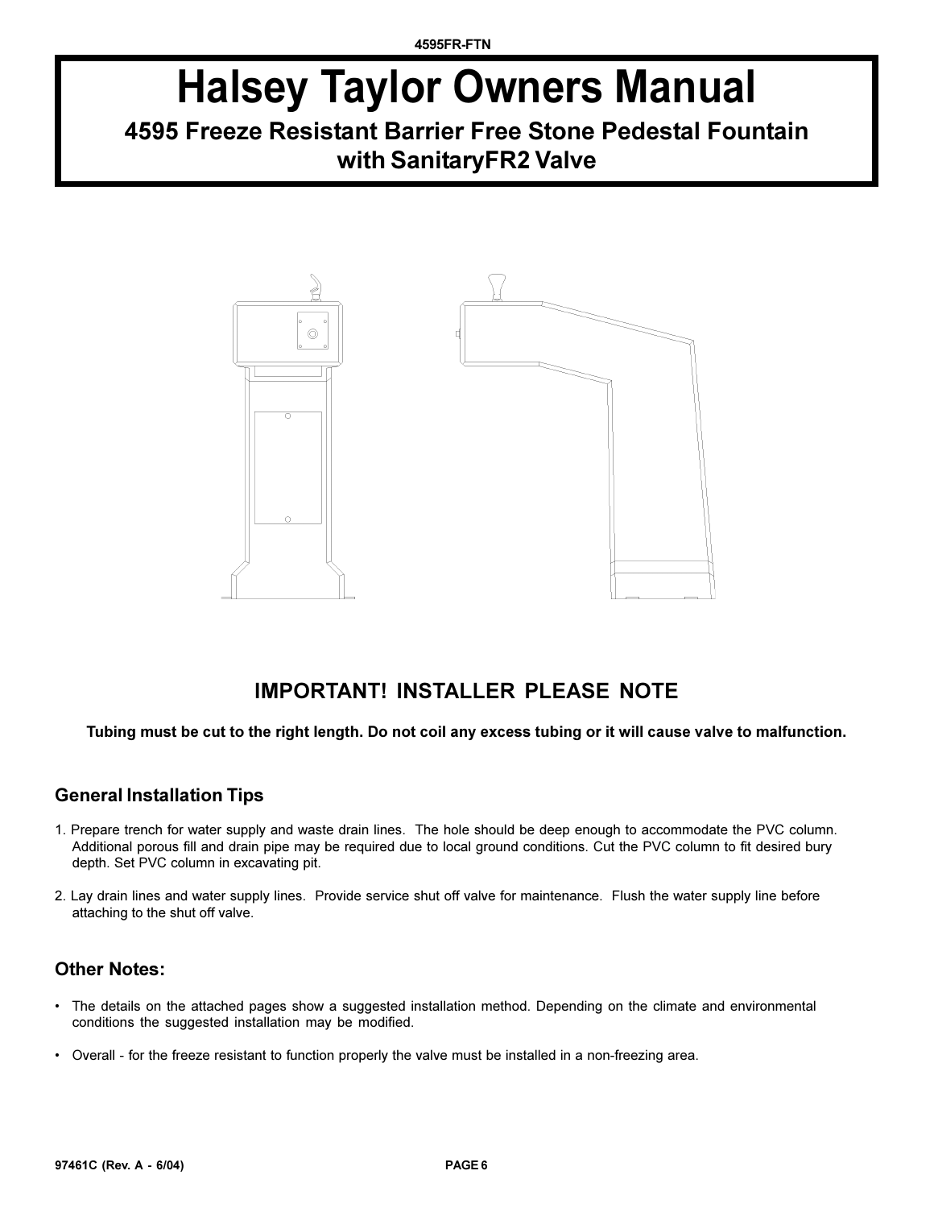# Halsey Taylor Owners Manual

## 4595 Freeze Resistant Barrier Free Stone Pedestal Fountain with SanitaryFR2 Valve

### IMPORTANT! INSTALLER PLEASE NOTE

**Tubing must be cut to the right length. Do not coil any excess tubing or it will cause valve to malfunction.**

### General Installation Tips

1. Prepare trench for water supply and waste drain lines. The hole should be deep enough to accommodate the PVC column. Additional porous fill and drain pipe may be required due to local ground conditions. Cut the PVC column to fit desired bury depth. Set PVC column in excavating pit.

2. Lay drain lines and water supply lines. Provide service shut off valve for maintenance. Flush the water supply line before attaching to the shut off valve.

### Other Notes:

- The details on the attached pages show a suggested installation method. Depending on the climate and environmental conditions the suggested installation may be modified.

- Overall - for the freeze resistant to function properly the valve must be installed in a non-freezing area.

97461C (Rev. A - 6/04)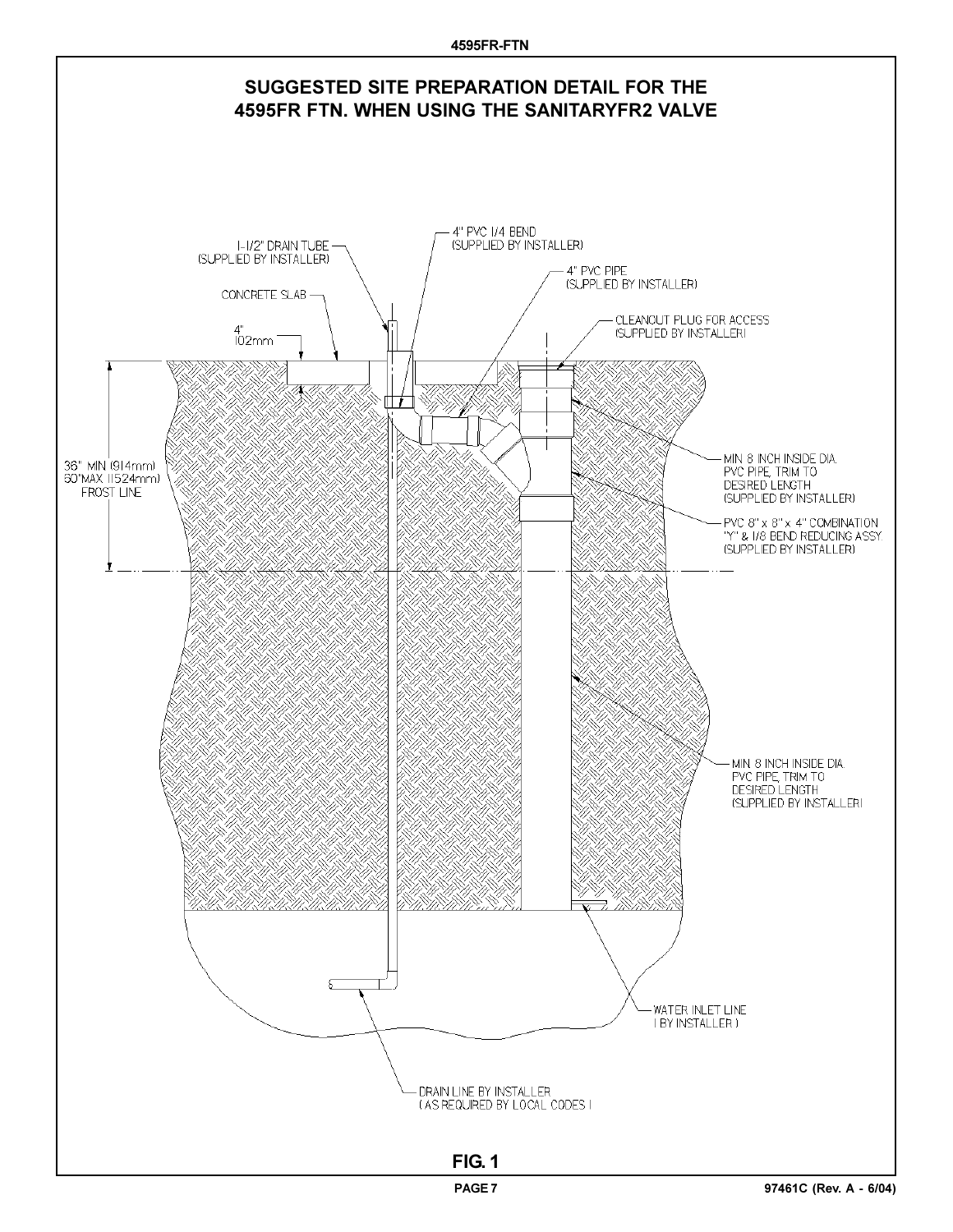# SUGGESTED SITE PREPARATION DETAIL FOR THE 4595FR FTN. WHEN USING THE SANITARYFR2 VALVE

1-1/2" DRAIN TUBE (SUPPLIED BY INSTALLER)

4" PVC 1/4 BEND (SUPPLIED BY INSTALLER)

4" PVC PIPE (SUPPLIED BY INSTALLER)

CONCRETE SLAB

4" 102mm

CLEANOUT PLUG FOR ACCESS (SUPPLIED BY INSTALLER)

36" MIN (914mm) 60" MAX (1524mm) FROST LINE

MIN. 8 INCH INSIDE DIA. PVC PIPE, TRIM TO DESIRED LENGTH (SUPPLIED BY INSTALLER)

PVC 8" x 8" x 4" COMBINATION "Y" & 1/8 BEND REDUCING ASSY. (SUPPLIED BY INSTALLER)

MIN. 8 INCH INSIDE DIA. PVC PIPE, TRIM TO DESIRED LENGTH (SUPPLIED BY INSTALLER)

WATER INLET LINE (BY INSTALLER)

DRAIN LINE BY INSTALLER (AS REQUIRED BY LOCAL CODES)

**FIG. 1**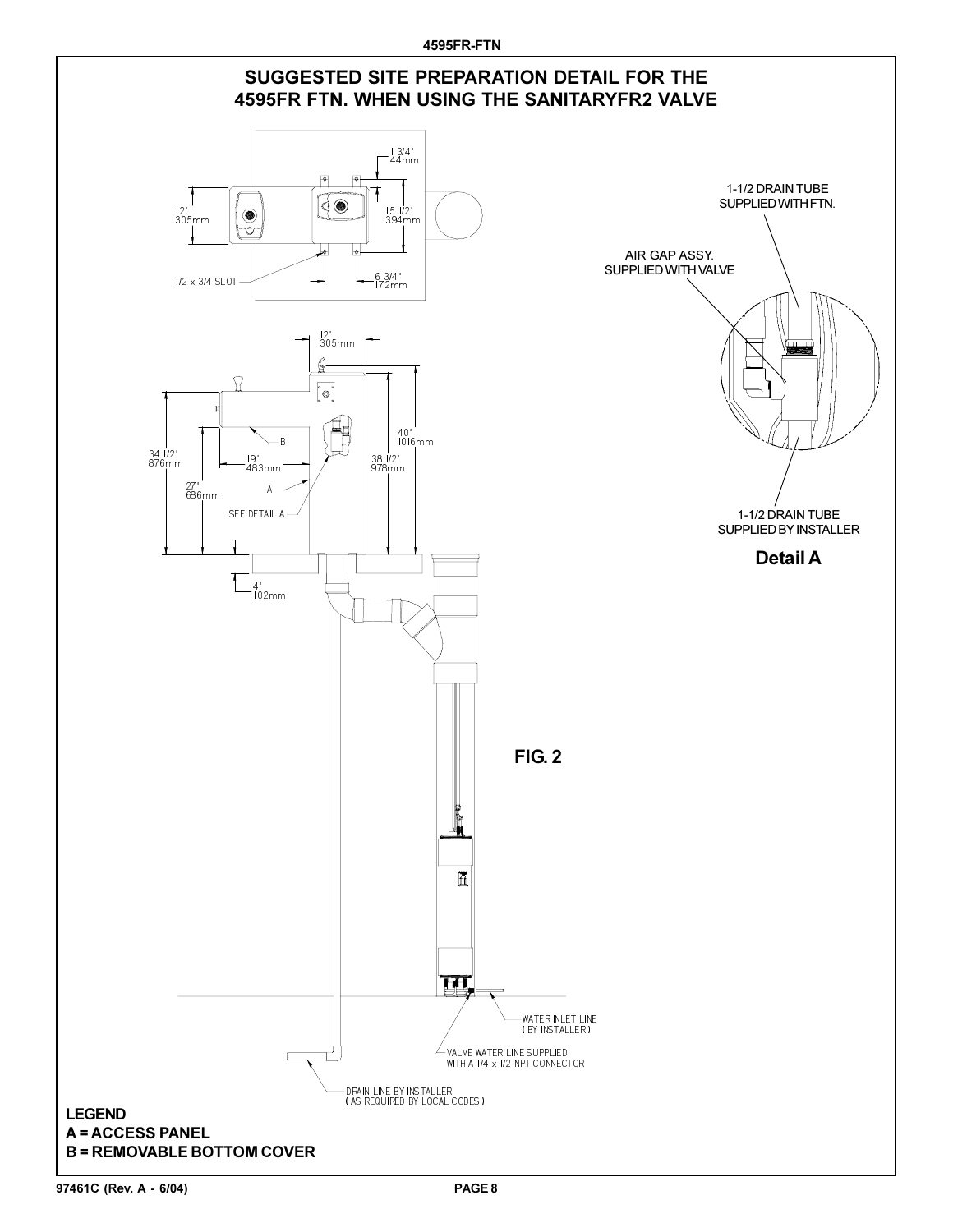# SUGGESTED SITE PREPARATION DETAIL FOR THE 4595FR FTN. WHEN USING THE SANITARYFR2 VALVE

1 3/4"
44mm

12"
305mm

15 1/2"
394mm

1/2 x 3/4 SLOT

6 3/4"
172mm

12"
305mm

34 1/2"
876mm

B

19"
483mm

40"
1016mm

38 1/2"
978mm

27"
686mm

A

SEE DETAIL A

4"
102mm

1-1/2 DRAIN TUBE SUPPLIED WITH FTN.

AIR GAP ASSY. SUPPLIED WITH VALVE

1-1/2 DRAIN TUBE SUPPLIED BY INSTALLER

**Detail A**

**FIG. 2**

WATER INLET LINE (BY INSTALLER)

VALVE WATER LINE SUPPLIED WITH A 1/4 x 1/2 NPT CONNECTOR

DRAIN LINE BY INSTALLER (AS REQUIRED BY LOCAL CODES)

**LEGEND**
**A = ACCESS PANEL**
**B = REMOVABLE BOTTOM COVER**

97461C (Rev. A - 6/04)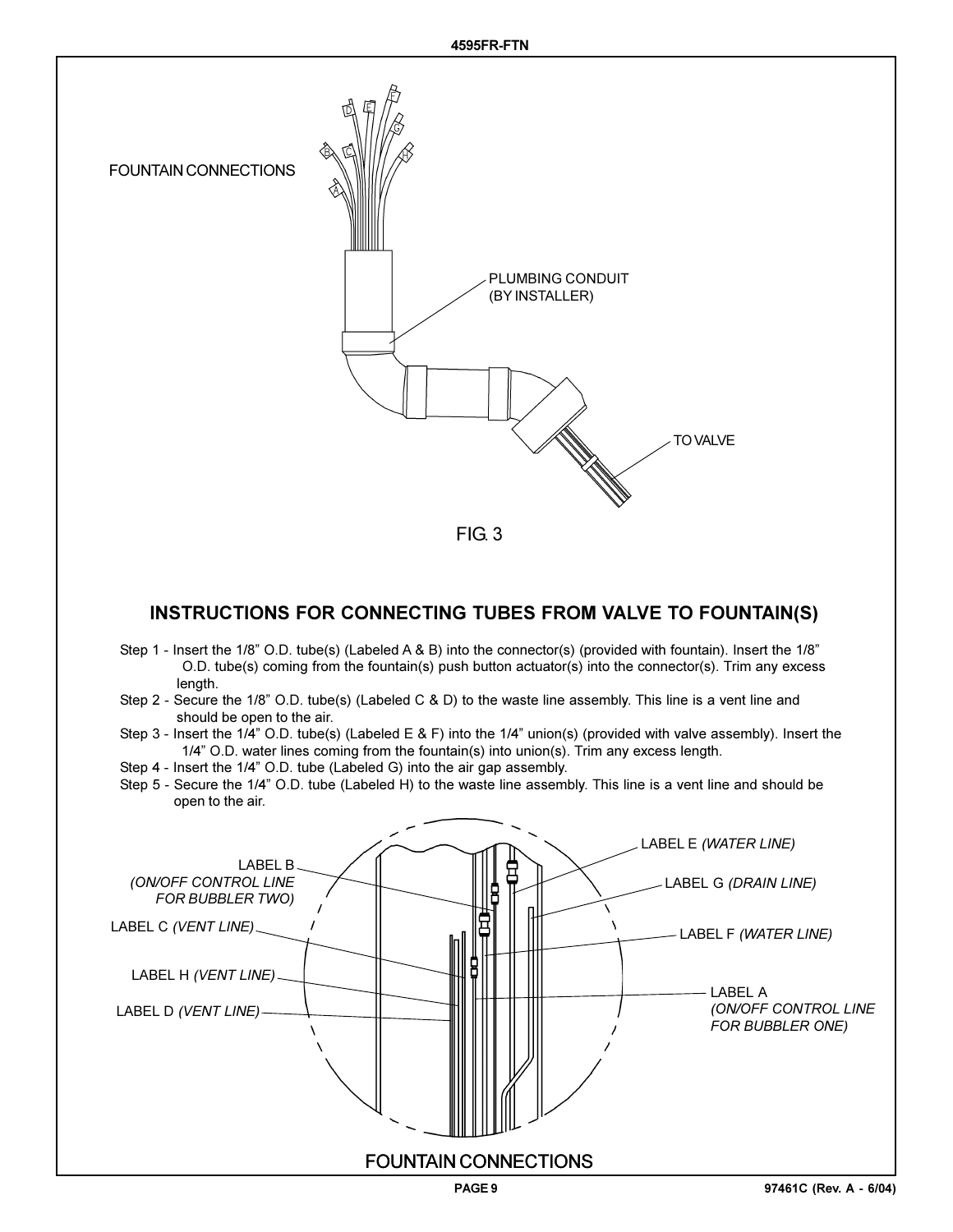FOUNTAIN CONNECTIONS

PLUMBING CONDUIT (BY INSTALLER)

TO VALVE

FIG. 3

## INSTRUCTIONS FOR CONNECTING TUBES FROM VALVE TO FOUNTAIN(S)

Step 1 - Insert the 1/8" O.D. tube(s) (Labeled A & B) into the connector(s) (provided with fountain). Insert the 1/8" O.D. tube(s) coming from the fountain(s) push button actuator(s) into the connector(s). Trim any excess length.

Step 2 - Secure the 1/8" O.D. tube(s) (Labeled C & D) to the waste line assembly. This line is a vent line and should be open to the air.

Step 3 - Insert the 1/4" O.D. tube(s) (Labeled E & F) into the 1/4" union(s) (provided with valve assembly). Insert the 1/4" O.D. water lines coming from the fountain(s) into union(s). Trim any excess length.

Step 4 - Insert the 1/4" O.D. tube (Labeled G) into the air gap assembly.

Step 5 - Secure the 1/4" O.D. tube (Labeled H) to the waste line assembly. This line is a vent line and should be open to the air.

LABEL B *(ON/OFF CONTROL LINE FOR BUBBLER TWO)*

LABEL C *(VENT LINE)*

LABEL H *(VENT LINE)*

LABEL D *(VENT LINE)*

LABEL E *(WATER LINE)*

LABEL G *(DRAIN LINE)*

LABEL F *(WATER LINE)*

LABEL A *(ON/OFF CONTROL LINE FOR BUBBLER ONE)*

FOUNTAIN CONNECTIONS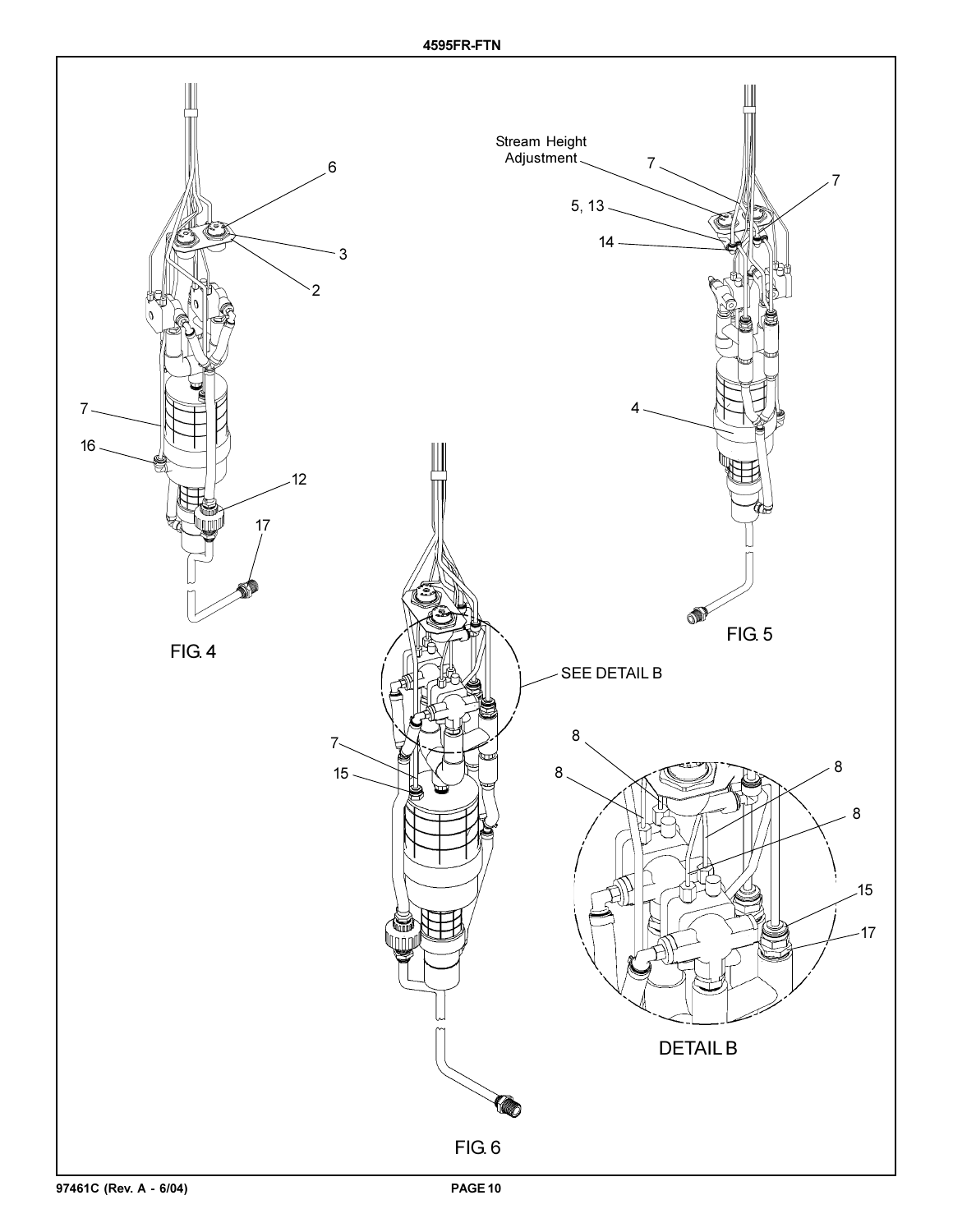FIG. 4

FIG. 5

Stream Height Adjustment

FIG. 6

SEE DETAIL B

DETAIL B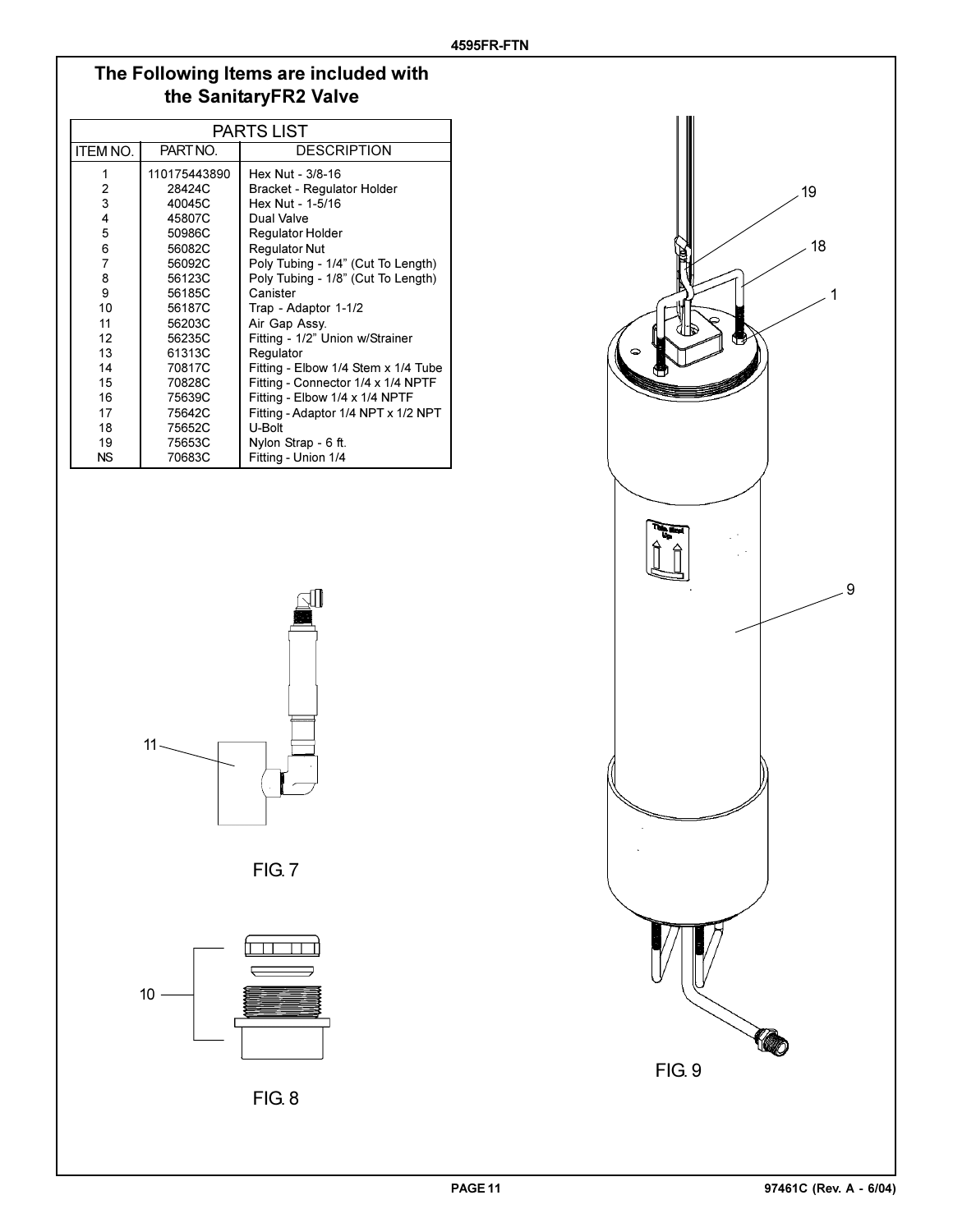## The Following Items are included with the SanitaryFR2 Valve

| PARTS LIST | | |
|---|---|---|
| ITEM NO. | PART NO. | DESCRIPTION |
| 1 | 110175443890 | Hex Nut - 3/8-16 |
| 2 | 28424C | Bracket - Regulator Holder |
| 3 | 40045C | Hex Nut - 1-5/16 |
| 4 | 45807C | Dual Valve |
| 5 | 50986C | Regulator Holder |
| 6 | 56082C | Regulator Nut |
| 7 | 56092C | Poly Tubing - 1/4" (Cut To Length) |
| 8 | 56123C | Poly Tubing - 1/8" (Cut To Length) |
| 9 | 56185C | Canister |
| 10 | 56187C | Trap - Adaptor 1-1/2 |
| 11 | 56203C | Air Gap Assy. |
| 12 | 56235C | Fitting - 1/2" Union w/Strainer |
| 13 | 61313C | Regulator |
| 14 | 70817C | Fitting - Elbow 1/4 Stem x 1/4 Tube |
| 15 | 70828C | Fitting - Connector 1/4 x 1/4 NPTF |
| 16 | 75639C | Fitting - Elbow 1/4 x 1/4 NPTF |
| 17 | 75642C | Fitting - Adaptor 1/4 NPT x 1/2 NPT |
| 18 | 75652C | U-Bolt |
| 19 | 75653C | Nylon Strap - 6 ft. |
| NS | 70683C | Fitting - Union 1/4 |

11

FIG. 7

10

FIG. 8

19
18
1
9

FIG. 9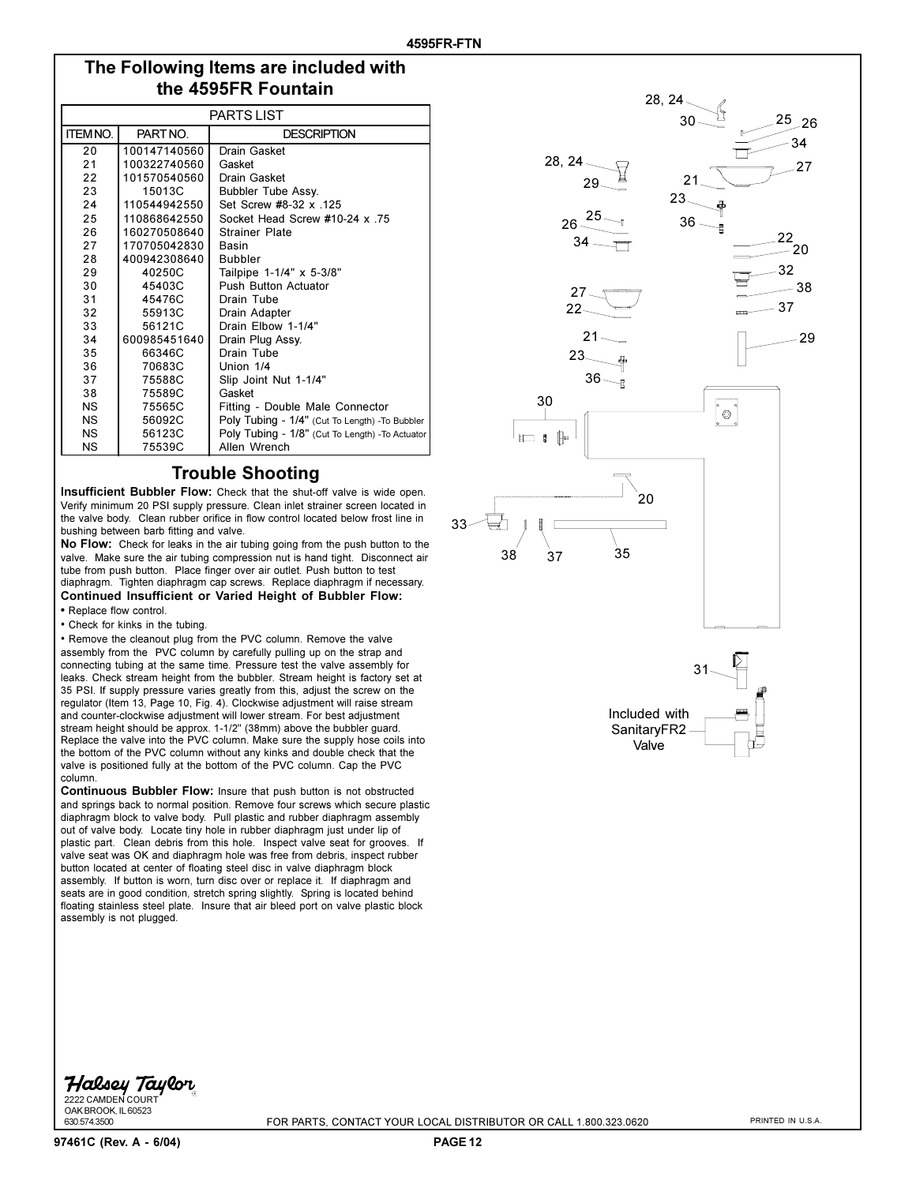## The Following Items are included with the 4595FR Fountain

| PARTS LIST | | |
|---|---|---|
| ITEM NO. | PART NO. | DESCRIPTION |
| 20 | 100147140560 | Drain Gasket |
| 21 | 100322740560 | Gasket |
| 22 | 101570540560 | Drain Gasket |
| 23 | 15013C | Bubbler Tube Assy. |
| 24 | 110544942550 | Set Screw #8-32 x .125 |
| 25 | 110868642550 | Socket Head Screw #10-24 x .75 |
| 26 | 160270508640 | Strainer Plate |
| 27 | 170705042830 | Basin |
| 28 | 400942308640 | Bubbler |
| 29 | 40250C | Tailpipe 1-1/4" x 5-3/8" |
| 30 | 45403C | Push Button Actuator |
| 31 | 45476C | Drain Tube |
| 32 | 55913C | Drain Adapter |
| 33 | 56121C | Drain Elbow 1-1/4" |
| 34 | 600985451640 | Drain Plug Assy. |
| 35 | 66346C | Drain Tube |
| 36 | 70683C | Union 1/4 |
| 37 | 75588C | Slip Joint Nut 1-1/4" |
| 38 | 75589C | Gasket |
| NS | 75565C | Fitting - Double Male Connector |
| NS | 56092C | Poly Tubing - 1/4" (Cut To Length) -To Bubbler |
| NS | 56123C | Poly Tubing - 1/8" (Cut To Length) -To Actuator |
| NS | 75539C | Allen Wrench |

## Trouble Shooting

**Insufficient Bubbler Flow:** Check that the shut-off valve is wide open. Verify minimum 20 PSI supply pressure. Clean inlet strainer screen located in the valve body. Clean bubbler orifice in flow control located below frost line in bushing between barb fitting and valve.

**No Flow:** Check for leaks in the air tubing going from the push button to the valve. Make sure the air tubing compression nut is hand tight. Disconnect air tube from push button. Place finger over air outlet. Push button to test diaphragm. Tighten diaphragm cap screws. Replace diaphragm if necessary.

**Continued Insufficient or Varied Height of Bubbler Flow:**

- Replace flow control.
- Check for kinks in the tubing.
- Remove the cleanout plug from the PVC column. Remove the valve assembly from the PVC column by carefully pulling up on the strap and connecting tubing at the same time. Pressure test the valve assembly for leaks. Check stream height from the bubbler. Stream height is factory set at 35 PSI. If supply pressure varies greatly from this, adjust the screw on the regulator (Item 13, Page 10, Fig. 4). Clockwise adjustment will raise stream and counter-clockwise adjustment will lower stream. For best adjustment stream height should be approx. 1-1/2" (38mm) above the bubbler guard. Replace the valve into the PVC column. Make sure the supply hose coils into the bottom of the PVC column without any kinks and double check that the valve is positioned fully at the bottom of the PVC column. Cap the PVC column.

**Continuous Bubbler Flow:** Insure that push button is not obstructed and springs back to normal position. Remove four screws which secure plastic diaphragm block to valve body. Pull plastic and rubber diaphragm assembly out of valve body. Locate tiny hole in rubber diaphragm just under lip of plastic part. Clean debris from this hole. Inspect valve seat for grooves. If valve seat was OK and diaphragm hole was free from debris, inspect rubber button located at center of floating steel disc in valve diaphragm block assembly. If button is worn, turn disc over or replace it. If diaphragm and seats are in good condition, stretch spring slightly. Spring is located behind floating stainless steel plate. Insure that air bleed port on valve plastic block assembly is not plugged.

28, 24
30
25
26
34
27
28, 24
29
21
23
25
26
36
34
22
20
32
38
27
37
22
21
29
23
36
30
20
33
38
37
35
31
Included with SanitaryFR2 Valve

Halsey Taylor
2222 CAMDEN COURT
OAK BROOK, IL 60523
630.574.3500

FOR PARTS, CONTACT YOUR LOCAL DISTRIBUTOR OR CALL 1.800.323.0620

PRINTED IN U.S.A.

97461C (Rev. A - 6/04)